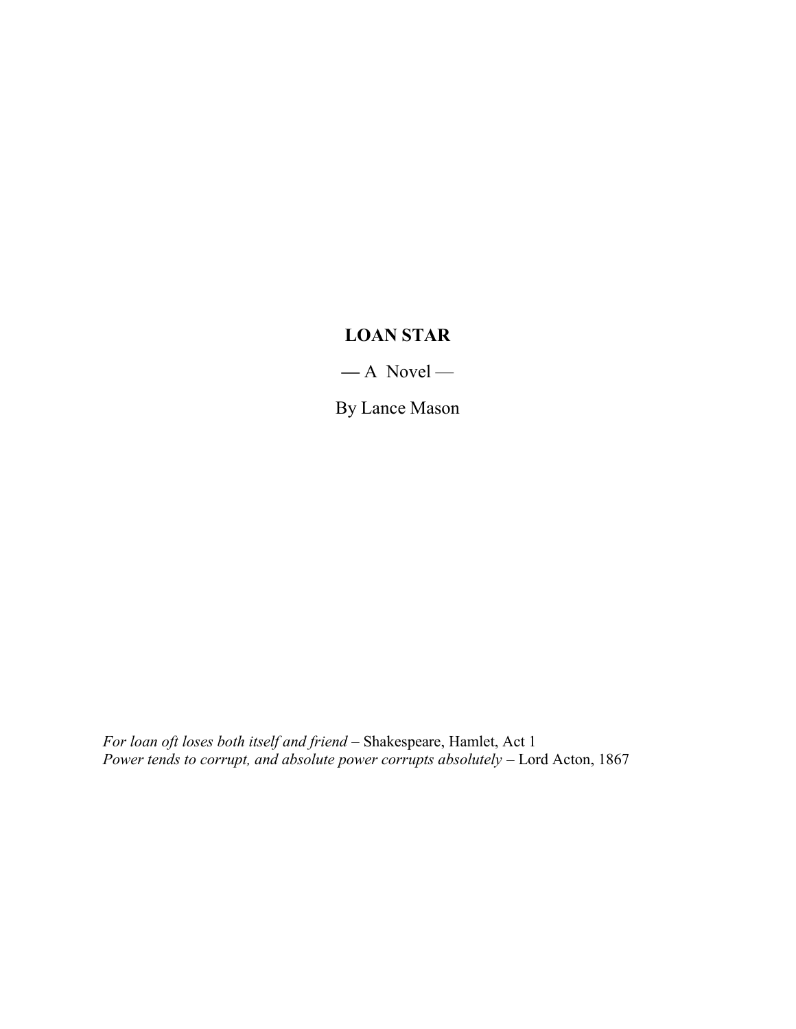# LOAN STAR

— A Novel —

By Lance Mason

*For loan oft loses both itself and friend* – Shakespeare, Hamlet, Act 1
*Power tends to corrupt, and absolute power corrupts absolutely* – Lord Acton, 1867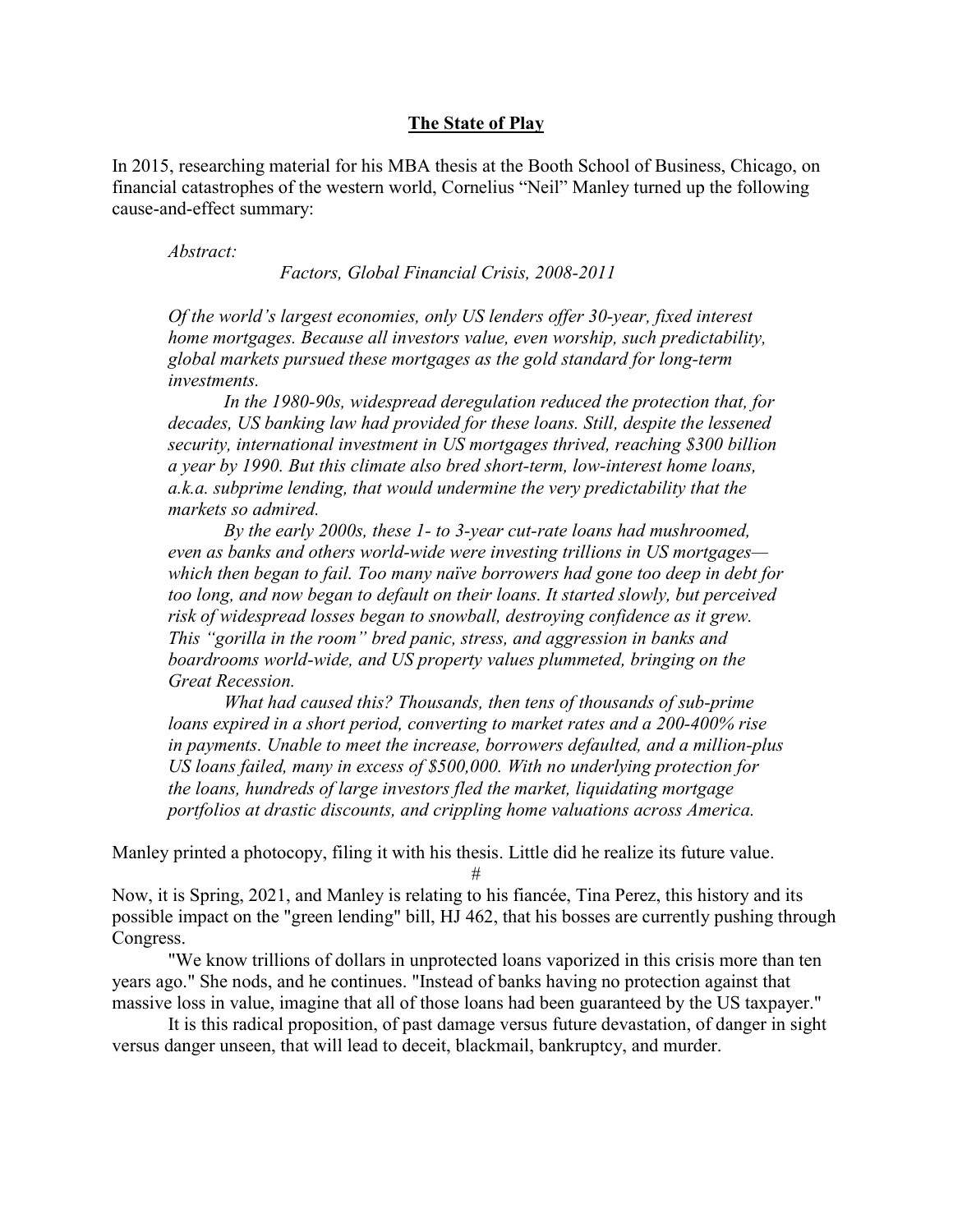## **The State of Play**

In 2015, researching material for his MBA thesis at the Booth School of Business, Chicago, on financial catastrophes of the western world, Cornelius "Neil" Manley turned up the following cause-and-effect summary:

> *Abstract:*
>
> *Factors, Global Financial Crisis, 2008-2011*
>
> *Of the world's largest economies, only US lenders offer 30-year, fixed interest home mortgages. Because all investors value, even worship, such predictability, global markets pursued these mortgages as the gold standard for long-term investments.*
>
> *In the 1980-90s, widespread deregulation reduced the protection that, for decades, US banking law had provided for these loans. Still, despite the lessened security, international investment in US mortgages thrived, reaching $300 billion a year by 1990. But this climate also bred short-term, low-interest home loans, a.k.a. subprime lending, that would undermine the very predictability that the markets so admired.*
>
> *By the early 2000s, these 1- to 3-year cut-rate loans had mushroomed, even as banks and others world-wide were investing trillions in US mortgages—which then began to fail. Too many naïve borrowers had gone too deep in debt for too long, and now began to default on their loans. It started slowly, but perceived risk of widespread losses began to snowball, destroying confidence as it grew. This "gorilla in the room" bred panic, stress, and aggression in banks and boardrooms world-wide, and US property values plummeted, bringing on the Great Recession.*
>
> *What had caused this? Thousands, then tens of thousands of sub-prime loans expired in a short period, converting to market rates and a 200-400% rise in payments. Unable to meet the increase, borrowers defaulted, and a million-plus US loans failed, many in excess of $500,000. With no underlying protection for the loans, hundreds of large investors fled the market, liquidating mortgage portfolios at drastic discounts, and crippling home valuations across America.*

Manley printed a photocopy, filing it with his thesis. Little did he realize its future value.

#

Now, it is Spring, 2021, and Manley is relating to his fiancée, Tina Perez, this history and its possible impact on the "green lending" bill, HJ 462, that his bosses are currently pushing through Congress.

"We know trillions of dollars in unprotected loans vaporized in this crisis more than ten years ago." She nods, and he continues. "Instead of banks having no protection against that massive loss in value, imagine that all of those loans had been guaranteed by the US taxpayer."

It is this radical proposition, of past damage versus future devastation, of danger in sight versus danger unseen, that will lead to deceit, blackmail, bankruptcy, and murder.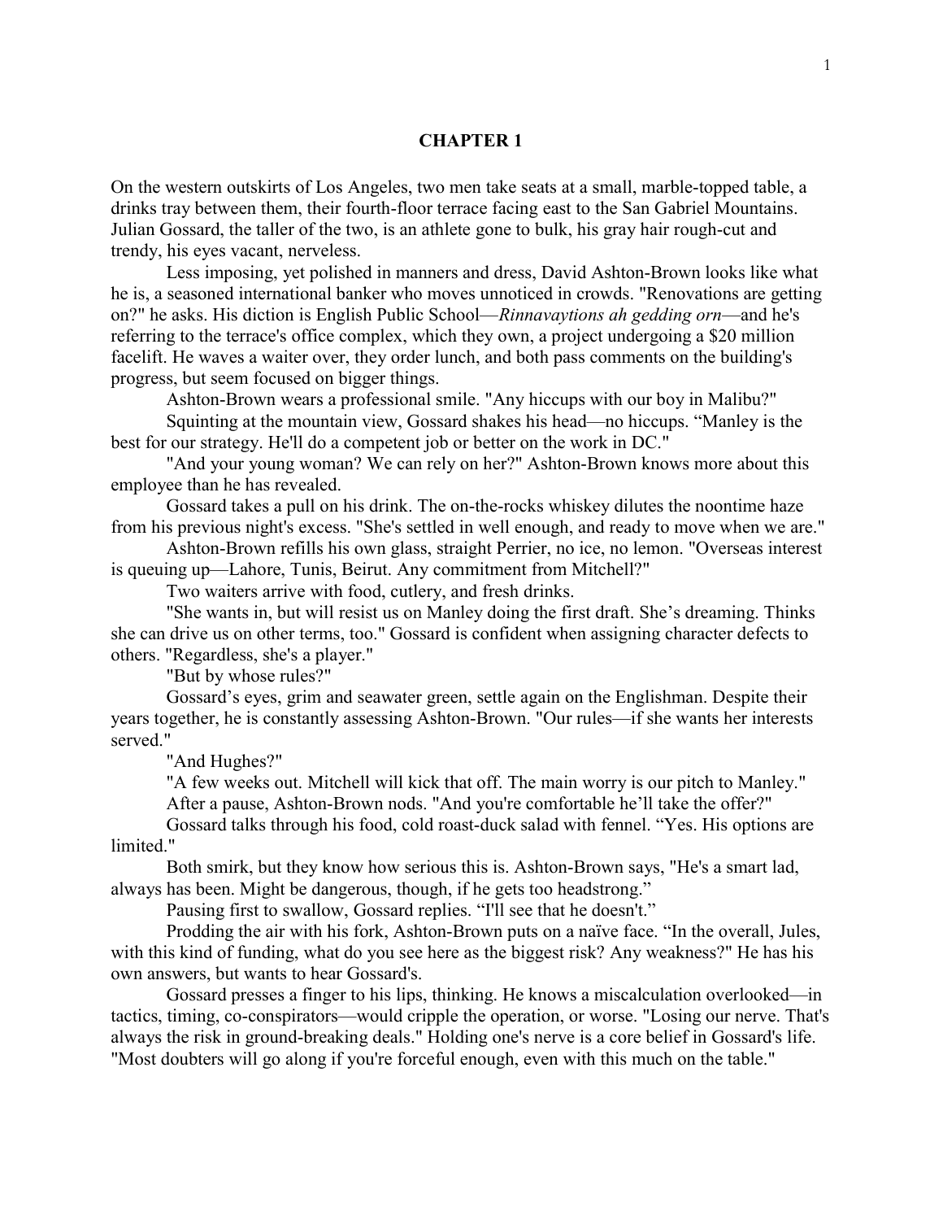# CHAPTER 1

On the western outskirts of Los Angeles, two men take seats at a small, marble-topped table, a drinks tray between them, their fourth-floor terrace facing east to the San Gabriel Mountains. Julian Gossard, the taller of the two, is an athlete gone to bulk, his gray hair rough-cut and trendy, his eyes vacant, nerveless.

Less imposing, yet polished in manners and dress, David Ashton-Brown looks like what he is, a seasoned international banker who moves unnoticed in crowds. "Renovations are getting on?" he asks. His diction is English Public School—*Rinnavaytions ah gedding orn*—and he's referring to the terrace's office complex, which they own, a project undergoing a $20 million facelift. He waves a waiter over, they order lunch, and both pass comments on the building's progress, but seem focused on bigger things.

Ashton-Brown wears a professional smile. "Any hiccups with our boy in Malibu?"

Squinting at the mountain view, Gossard shakes his head—no hiccups. "Manley is the best for our strategy. He'll do a competent job or better on the work in DC."

"And your young woman? We can rely on her?" Ashton-Brown knows more about this employee than he has revealed.

Gossard takes a pull on his drink. The on-the-rocks whiskey dilutes the noontime haze from his previous night's excess. "She's settled in well enough, and ready to move when we are."

Ashton-Brown refills his own glass, straight Perrier, no ice, no lemon. "Overseas interest is queuing up—Lahore, Tunis, Beirut. Any commitment from Mitchell?"

Two waiters arrive with food, cutlery, and fresh drinks.

"She wants in, but will resist us on Manley doing the first draft. She's dreaming. Thinks she can drive us on other terms, too." Gossard is confident when assigning character defects to others. "Regardless, she's a player."

"But by whose rules?"

Gossard's eyes, grim and seawater green, settle again on the Englishman. Despite their years together, he is constantly assessing Ashton-Brown. "Our rules—if she wants her interests served."

"And Hughes?"

"A few weeks out. Mitchell will kick that off. The main worry is our pitch to Manley."

After a pause, Ashton-Brown nods. "And you're comfortable he'll take the offer?"

Gossard talks through his food, cold roast-duck salad with fennel. "Yes. His options are limited."

Both smirk, but they know how serious this is. Ashton-Brown says, "He's a smart lad, always has been. Might be dangerous, though, if he gets too headstrong."

Pausing first to swallow, Gossard replies. "I'll see that he doesn't."

Prodding the air with his fork, Ashton-Brown puts on a naïve face. "In the overall, Jules, with this kind of funding, what do you see here as the biggest risk? Any weakness?" He has his own answers, but wants to hear Gossard's.

Gossard presses a finger to his lips, thinking. He knows a miscalculation overlooked—in tactics, timing, co-conspirators—would cripple the operation, or worse. "Losing our nerve. That's always the risk in ground-breaking deals." Holding one's nerve is a core belief in Gossard's life. "Most doubters will go along if you're forceful enough, even with this much on the table."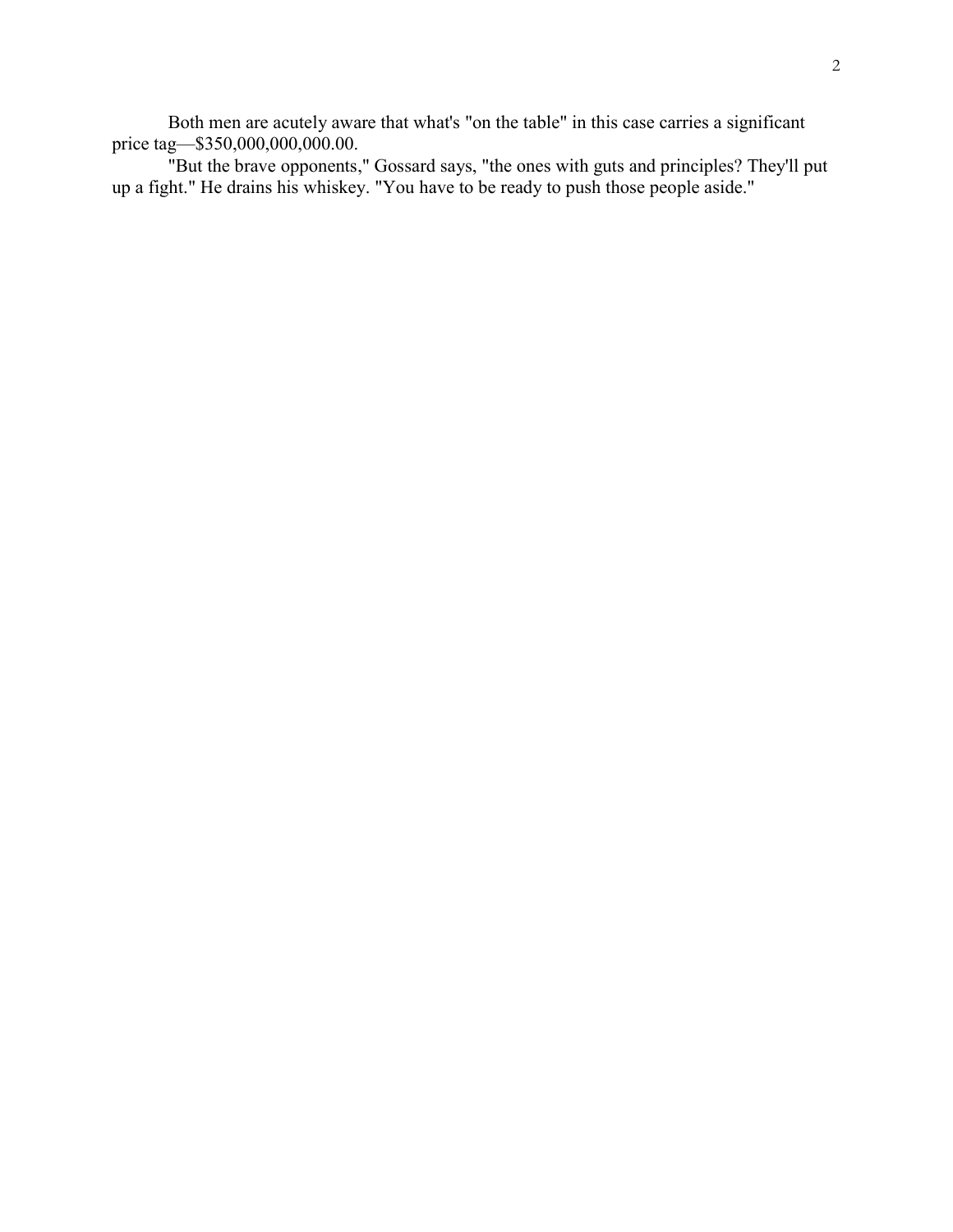Both men are acutely aware that what's "on the table" in this case carries a significant price tag—$350,000,000,000.00.

"But the brave opponents," Gossard says, "the ones with guts and principles? They'll put up a fight." He drains his whiskey. "You have to be ready to push those people aside."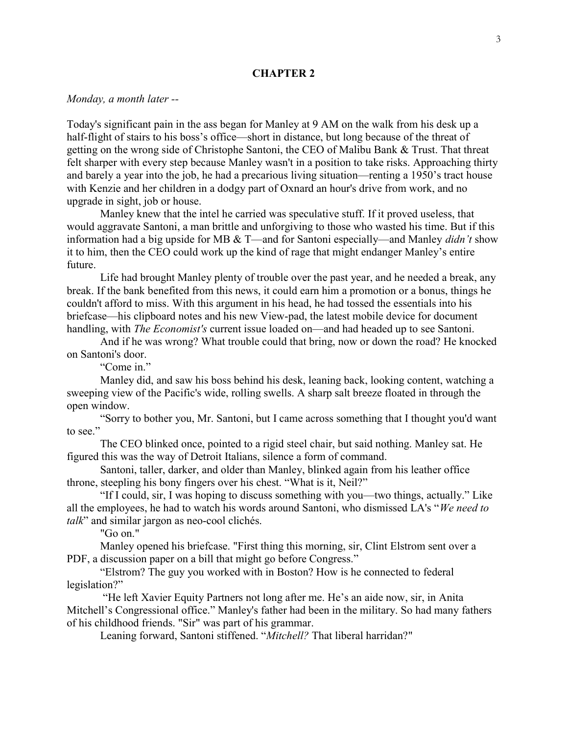## CHAPTER 2

*Monday, a month later --*

Today's significant pain in the ass began for Manley at 9 AM on the walk from his desk up a half-flight of stairs to his boss's office—short in distance, but long because of the threat of getting on the wrong side of Christophe Santoni, the CEO of Malibu Bank & Trust. That threat felt sharper with every step because Manley wasn't in a position to take risks. Approaching thirty and barely a year into the job, he had a precarious living situation—renting a 1950's tract house with Kenzie and her children in a dodgy part of Oxnard an hour's drive from work, and no upgrade in sight, job or house.

Manley knew that the intel he carried was speculative stuff. If it proved useless, that would aggravate Santoni, a man brittle and unforgiving to those who wasted his time. But if this information had a big upside for MB & T—and for Santoni especially—and Manley *didn't* show it to him, then the CEO could work up the kind of rage that might endanger Manley's entire future.

Life had brought Manley plenty of trouble over the past year, and he needed a break, any break. If the bank benefited from this news, it could earn him a promotion or a bonus, things he couldn't afford to miss. With this argument in his head, he had tossed the essentials into his briefcase—his clipboard notes and his new View-pad, the latest mobile device for document handling, with *The Economist's* current issue loaded on—and had headed up to see Santoni.

And if he was wrong? What trouble could that bring, now or down the road? He knocked on Santoni's door.

"Come in."

Manley did, and saw his boss behind his desk, leaning back, looking content, watching a sweeping view of the Pacific's wide, rolling swells. A sharp salt breeze floated in through the open window.

"Sorry to bother you, Mr. Santoni, but I came across something that I thought you'd want to see."

The CEO blinked once, pointed to a rigid steel chair, but said nothing. Manley sat. He figured this was the way of Detroit Italians, silence a form of command.

Santoni, taller, darker, and older than Manley, blinked again from his leather office throne, steepling his bony fingers over his chest. "What is it, Neil?"

"If I could, sir, I was hoping to discuss something with you—two things, actually." Like all the employees, he had to watch his words around Santoni, who dismissed LA's "*We need to talk*" and similar jargon as neo-cool clichés.

"Go on."

Manley opened his briefcase. "First thing this morning, sir, Clint Elstrom sent over a PDF, a discussion paper on a bill that might go before Congress."

"Elstrom? The guy you worked with in Boston? How is he connected to federal legislation?"

"He left Xavier Equity Partners not long after me. He's an aide now, sir, in Anita Mitchell's Congressional office." Manley's father had been in the military. So had many fathers of his childhood friends. "Sir" was part of his grammar.

Leaning forward, Santoni stiffened. "*Mitchell?* That liberal harridan?"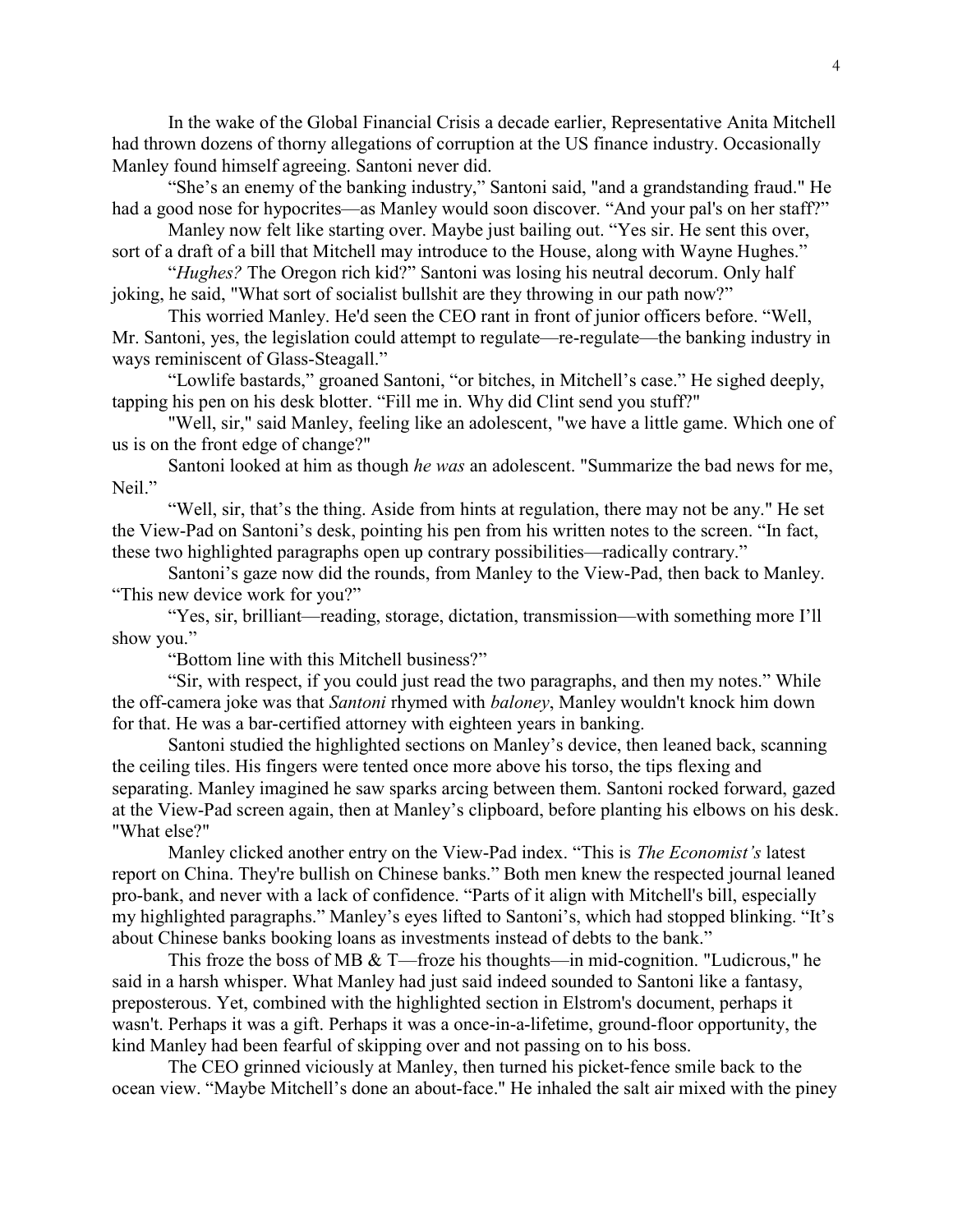In the wake of the Global Financial Crisis a decade earlier, Representative Anita Mitchell had thrown dozens of thorny allegations of corruption at the US finance industry. Occasionally Manley found himself agreeing. Santoni never did.

"She's an enemy of the banking industry," Santoni said, "and a grandstanding fraud." He had a good nose for hypocrites—as Manley would soon discover. "And your pal's on her staff?"

Manley now felt like starting over. Maybe just bailing out. "Yes sir. He sent this over, sort of a draft of a bill that Mitchell may introduce to the House, along with Wayne Hughes."

"*Hughes?* The Oregon rich kid?" Santoni was losing his neutral decorum. Only half joking, he said, "What sort of socialist bullshit are they throwing in our path now?"

This worried Manley. He'd seen the CEO rant in front of junior officers before. "Well, Mr. Santoni, yes, the legislation could attempt to regulate—re-regulate—the banking industry in ways reminiscent of Glass-Steagall."

"Lowlife bastards," groaned Santoni, "or bitches, in Mitchell's case." He sighed deeply, tapping his pen on his desk blotter. "Fill me in. Why did Clint send you stuff?"

"Well, sir," said Manley, feeling like an adolescent, "we have a little game. Which one of us is on the front edge of change?"

Santoni looked at him as though *he was* an adolescent. "Summarize the bad news for me, Neil."

"Well, sir, that's the thing. Aside from hints at regulation, there may not be any." He set the View-Pad on Santoni's desk, pointing his pen from his written notes to the screen. "In fact, these two highlighted paragraphs open up contrary possibilities—radically contrary."

Santoni's gaze now did the rounds, from Manley to the View-Pad, then back to Manley. "This new device work for you?"

"Yes, sir, brilliant—reading, storage, dictation, transmission—with something more I'll show you."

"Bottom line with this Mitchell business?"

"Sir, with respect, if you could just read the two paragraphs, and then my notes." While the off-camera joke was that *Santoni* rhymed with *baloney*, Manley wouldn't knock him down for that. He was a bar-certified attorney with eighteen years in banking.

Santoni studied the highlighted sections on Manley's device, then leaned back, scanning the ceiling tiles. His fingers were tented once more above his torso, the tips flexing and separating. Manley imagined he saw sparks arcing between them. Santoni rocked forward, gazed at the View-Pad screen again, then at Manley's clipboard, before planting his elbows on his desk. "What else?"

Manley clicked another entry on the View-Pad index. "This is *The Economist's* latest report on China. They're bullish on Chinese banks." Both men knew the respected journal leaned pro-bank, and never with a lack of confidence. "Parts of it align with Mitchell's bill, especially my highlighted paragraphs." Manley's eyes lifted to Santoni's, which had stopped blinking. "It's about Chinese banks booking loans as investments instead of debts to the bank."

This froze the boss of MB & T—froze his thoughts—in mid-cognition. "Ludicrous," he said in a harsh whisper. What Manley had just said indeed sounded to Santoni like a fantasy, preposterous. Yet, combined with the highlighted section in Elstrom's document, perhaps it wasn't. Perhaps it was a gift. Perhaps it was a once-in-a-lifetime, ground-floor opportunity, the kind Manley had been fearful of skipping over and not passing on to his boss.

The CEO grinned viciously at Manley, then turned his picket-fence smile back to the ocean view. "Maybe Mitchell's done an about-face." He inhaled the salt air mixed with the piney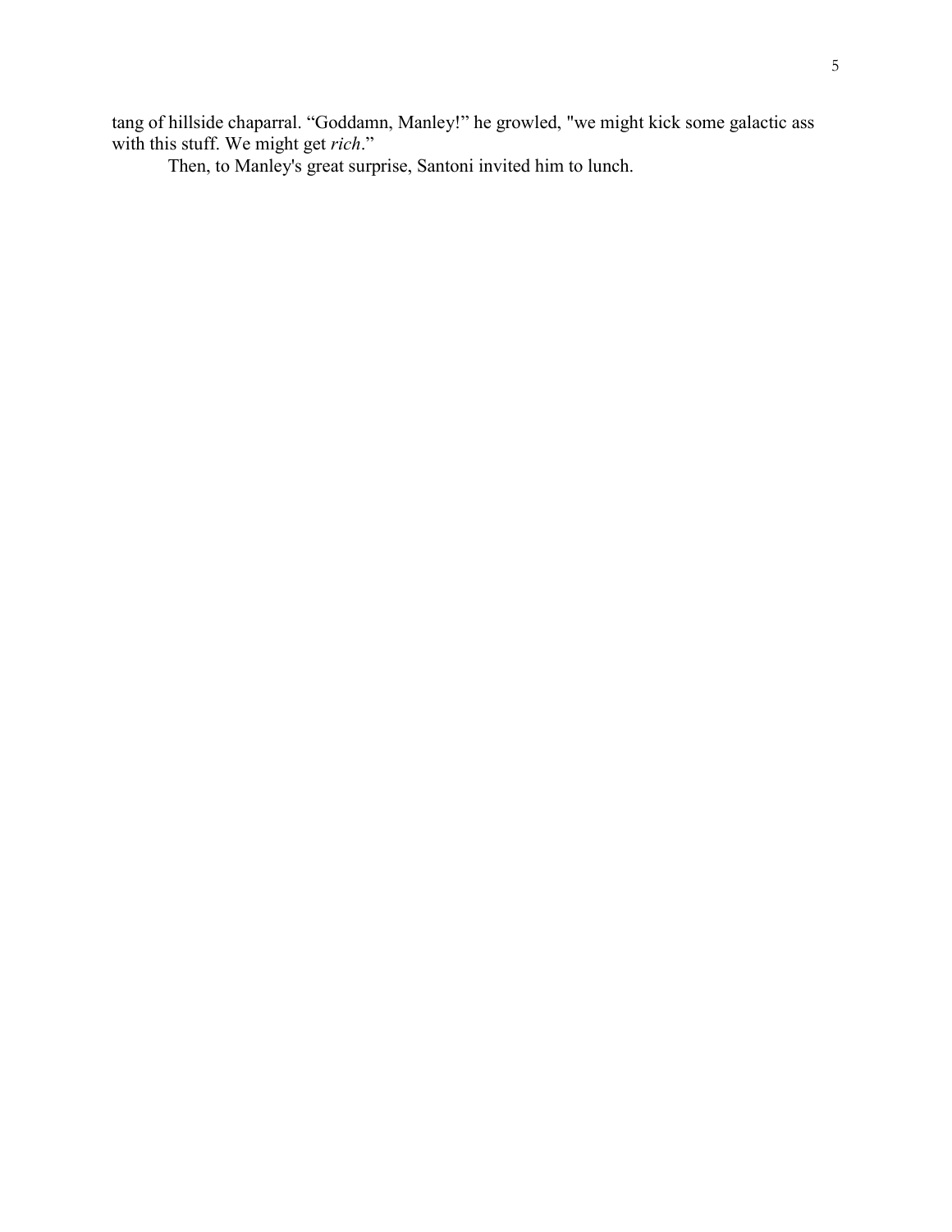tang of hillside chaparral. “Goddamn, Manley!” he growled, "we might kick some galactic ass with this stuff. We might get *rich*.”

Then, to Manley's great surprise, Santoni invited him to lunch.